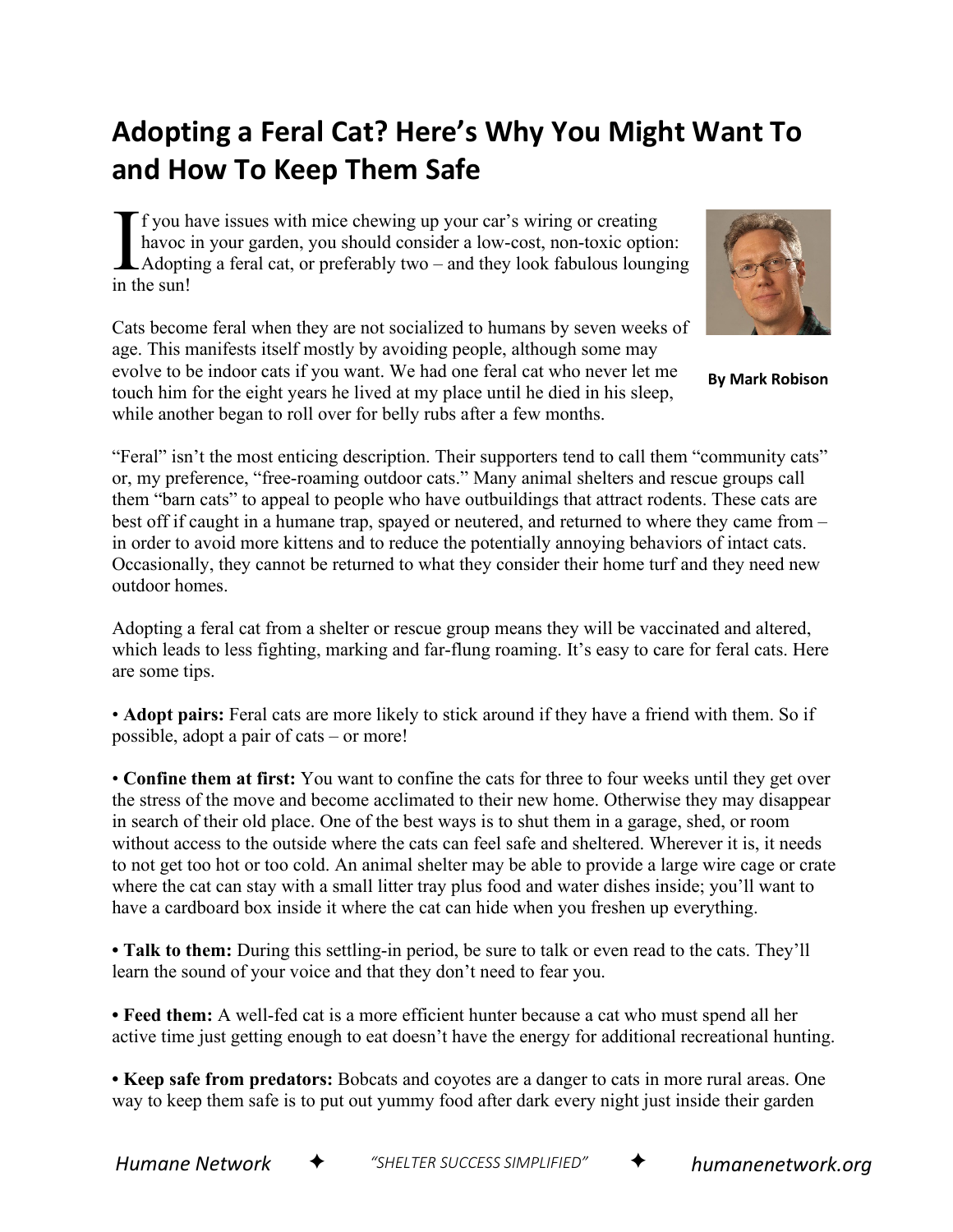# Adopting a Feral Cat? Here's Why You Might Want To and How To Keep Them Safe

**By Mark Robison**

If you have issues with mice chewing up your car's wiring or creating havoc in your garden, you should consider a low-cost, non-toxic option: Adopting a feral cat, or preferably two – and they look fabulous lounging in the sun!

Cats become feral when they are not socialized to humans by seven weeks of age. This manifests itself mostly by avoiding people, although some may evolve to be indoor cats if you want. We had one feral cat who never let me touch him for the eight years he lived at my place until he died in his sleep, while another began to roll over for belly rubs after a few months.

"Feral" isn't the most enticing description. Their supporters tend to call them "community cats" or, my preference, "free-roaming outdoor cats." Many animal shelters and rescue groups call them "barn cats" to appeal to people who have outbuildings that attract rodents. These cats are best off if caught in a humane trap, spayed or neutered, and returned to where they came from – in order to avoid more kittens and to reduce the potentially annoying behaviors of intact cats. Occasionally, they cannot be returned to what they consider their home turf and they need new outdoor homes.

Adopting a feral cat from a shelter or rescue group means they will be vaccinated and altered, which leads to less fighting, marking and far-flung roaming. It's easy to care for feral cats. Here are some tips.

- **Adopt pairs:** Feral cats are more likely to stick around if they have a friend with them. So if possible, adopt a pair of cats – or more!

- **Confine them at first:** You want to confine the cats for three to four weeks until they get over the stress of the move and become acclimated to their new home. Otherwise they may disappear in search of their old place. One of the best ways is to shut them in a garage, shed, or room without access to the outside where the cats can feel safe and sheltered. Wherever it is, it needs to not get too hot or too cold. An animal shelter may be able to provide a large wire cage or crate where the cat can stay with a small litter tray plus food and water dishes inside; you'll want to have a cardboard box inside it where the cat can hide when you freshen up everything.

- **Talk to them:** During this settling-in period, be sure to talk or even read to the cats. They'll learn the sound of your voice and that they don't need to fear you.

- **Feed them:** A well-fed cat is a more efficient hunter because a cat who must spend all her active time just getting enough to eat doesn't have the energy for additional recreational hunting.

- **Keep safe from predators:** Bobcats and coyotes are a danger to cats in more rural areas. One way to keep them safe is to put out yummy food after dark every night just inside their garden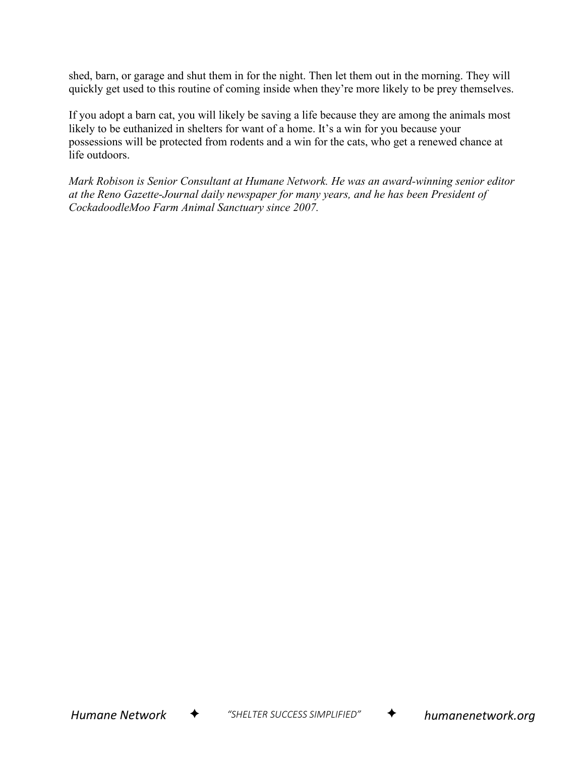shed, barn, or garage and shut them in for the night. Then let them out in the morning. They will quickly get used to this routine of coming inside when they're more likely to be prey themselves.

If you adopt a barn cat, you will likely be saving a life because they are among the animals most likely to be euthanized in shelters for want of a home. It's a win for you because your possessions will be protected from rodents and a win for the cats, who get a renewed chance at life outdoors.

*Mark Robison is Senior Consultant at Humane Network. He was an award-winning senior editor at the Reno Gazette-Journal daily newspaper for many years, and he has been President of CockadoodleMoo Farm Animal Sanctuary since 2007.*